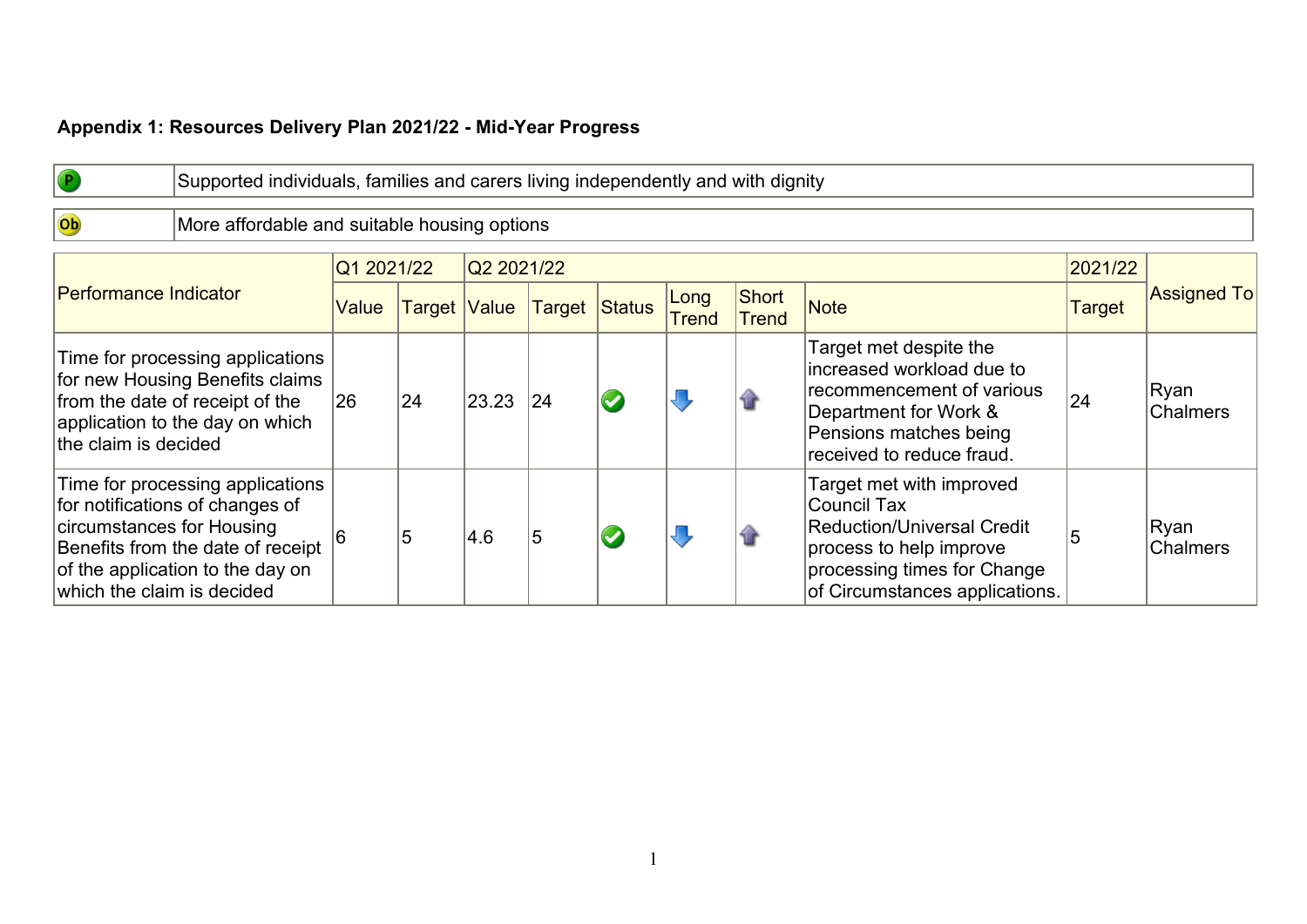**Appendix 1: Resources Delivery Plan 2021/22 - Mid-Year Progress**

| P | Supported individuals, families and carers living independently and with dignity |
|---|---|

| Ob | More affordable and suitable housing options |
|---|---|

| Performance Indicator | Q1 2021/22 | | Q2 2021/22 | | | | | | 2021/22 | Assigned To |
|---|---|---|---|---|---|---|---|---|---|---|
| | Value | Target | Value | Target | Status | Long Trend | Short Trend | Note | Target | |
| Time for processing applications for new Housing Benefits claims from the date of receipt of the application to the day on which the claim is decided | 26 | 24 | 23.23 | 24 | ✔ | ⬇ | ⬆ | Target met despite the increased workload due to recommencement of various Department for Work & Pensions matches being received to reduce fraud. | 24 | Ryan Chalmers |
| Time for processing applications for notifications of changes of circumstances for Housing Benefits from the date of receipt of the application to the day on which the claim is decided | 6 | 5 | 4.6 | 5 | ✔ | ⬇ | ⬆ | Target met with improved Council Tax Reduction/Universal Credit process to help improve processing times for Change of Circumstances applications. | 5 | Ryan Chalmers |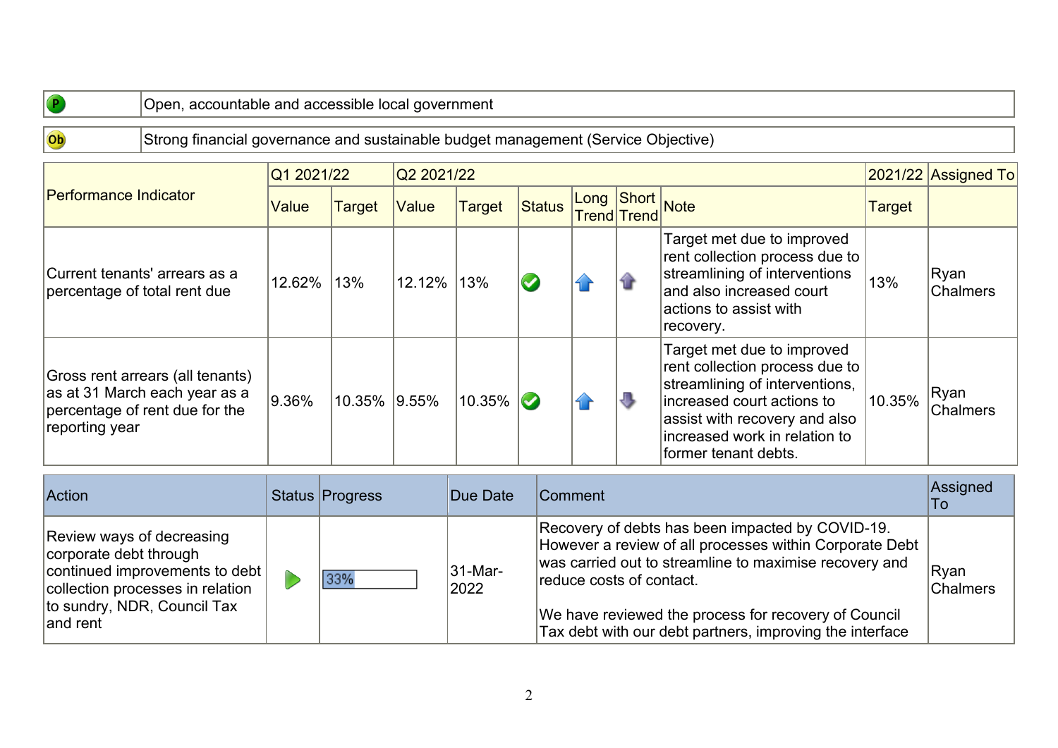| P | Open, accountable and accessible local government |
|---|---|

| Ob | Strong financial governance and sustainable budget management (Service Objective) |
|---|---|

| Performance Indicator | Q1 2021/22 | | Q2 2021/22 | | | | | | 2021/22 | Assigned To |
|---|---|---|---|---|---|---|---|---|---|---|
| | Value | Target | Value | Target | Status | Long Trend | Short Trend | Note | Target | |
| Current tenants' arrears as a percentage of total rent due | 12.62% | 13% | 12.12% | 13% | ✔ | ⬆ | ⬆ | Target met due to improved rent collection process due to streamlining of interventions and also increased court actions to assist with recovery. | 13% | Ryan Chalmers |
| Gross rent arrears (all tenants) as at 31 March each year as a percentage of rent due for the reporting year | 9.36% | 10.35% | 9.55% | 10.35% | ✔ | ⬆ | ⬇ | Target met due to improved rent collection process due to streamlining of interventions, increased court actions to assist with recovery and also increased work in relation to former tenant debts. | 10.35% | Ryan Chalmers |

| Action | Status | Progress | Due Date | Comment | Assigned To |
|---|---|---|---|---|---|
| Review ways of decreasing corporate debt through continued improvements to debt collection processes in relation to sundry, NDR, Council Tax and rent | ▶ | 33% | 31-Mar-2022 | Recovery of debts has been impacted by COVID-19. However a review of all processes within Corporate Debt was carried out to streamline to maximise recovery and reduce costs of contact.<br><br>We have reviewed the process for recovery of Council Tax debt with our debt partners, improving the interface | Ryan Chalmers |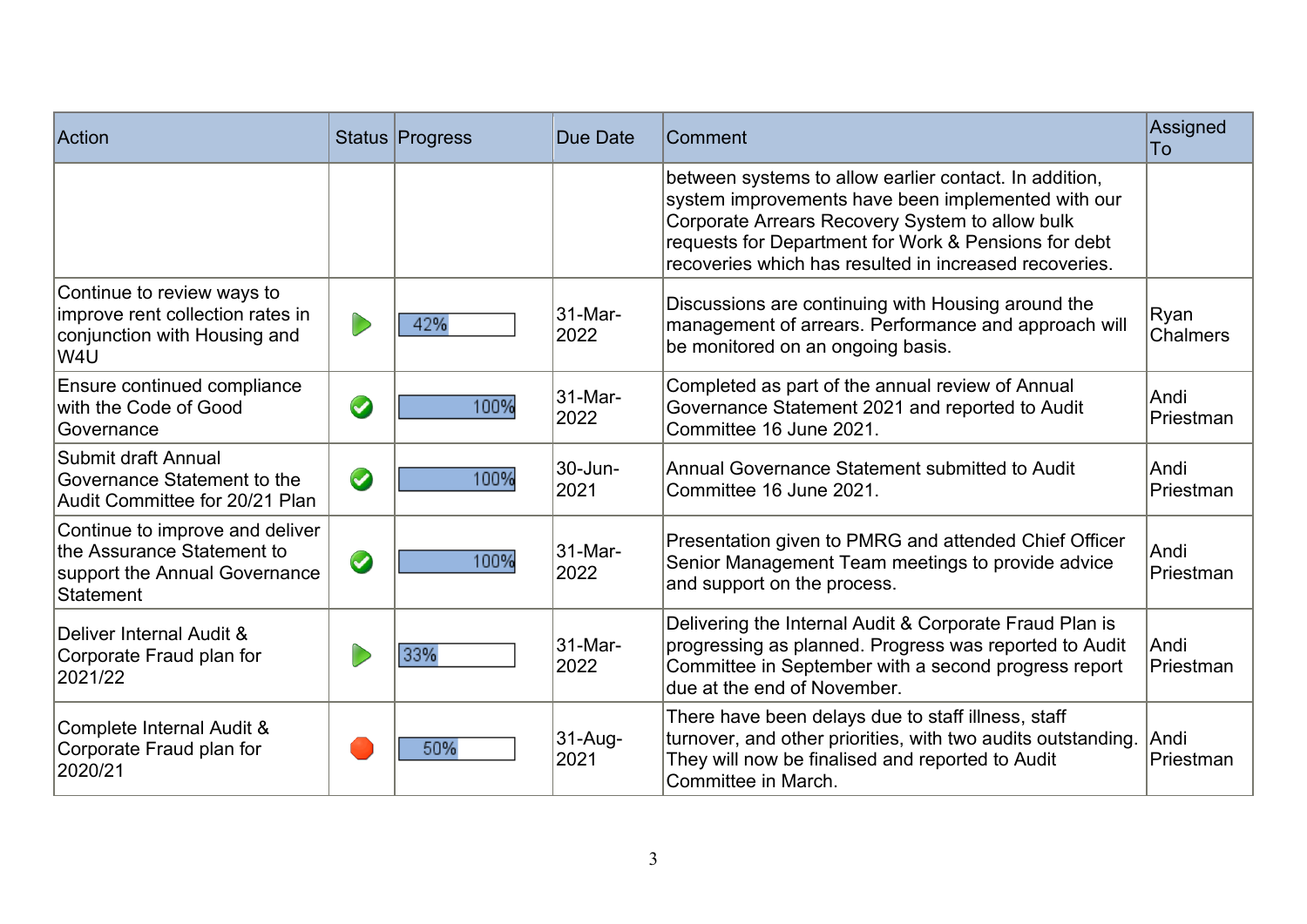| Action | Status | Progress | Due Date | Comment | Assigned To |
|---|---|---|---|---|---|
| | | | | between systems to allow earlier contact. In addition, system improvements have been implemented with our Corporate Arrears Recovery System to allow bulk requests for Department for Work & Pensions for debt recoveries which has resulted in increased recoveries. | |
| Continue to review ways to improve rent collection rates in conjunction with Housing and W4U | | 42% | 31-Mar-2022 | Discussions are continuing with Housing around the management of arrears. Performance and approach will be monitored on an ongoing basis. | Ryan Chalmers |
| Ensure continued compliance with the Code of Good Governance | | 100% | 31-Mar-2022 | Completed as part of the annual review of Annual Governance Statement 2021 and reported to Audit Committee 16 June 2021. | Andi Priestman |
| Submit draft Annual Governance Statement to the Audit Committee for 20/21 Plan | | 100% | 30-Jun-2021 | Annual Governance Statement submitted to Audit Committee 16 June 2021. | Andi Priestman |
| Continue to improve and deliver the Assurance Statement to support the Annual Governance Statement | | 100% | 31-Mar-2022 | Presentation given to PMRG and attended Chief Officer Senior Management Team meetings to provide advice and support on the process. | Andi Priestman |
| Deliver Internal Audit & Corporate Fraud plan for 2021/22 | | 33% | 31-Mar-2022 | Delivering the Internal Audit & Corporate Fraud Plan is progressing as planned. Progress was reported to Audit Committee in September with a second progress report due at the end of November. | Andi Priestman |
| Complete Internal Audit & Corporate Fraud plan for 2020/21 | | 50% | 31-Aug-2021 | There have been delays due to staff illness, staff turnover, and other priorities, with two audits outstanding. They will now be finalised and reported to Audit Committee in March. | Andi Priestman |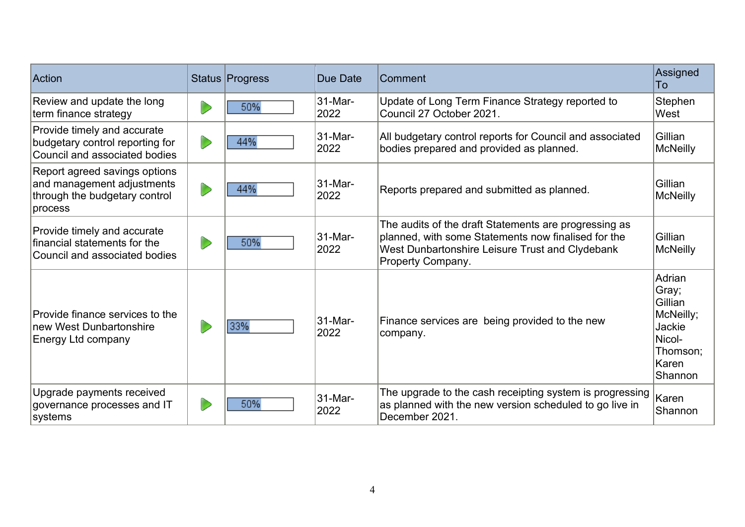| Action | Status | Progress | Due Date | Comment | Assigned To |
|---|---|---|---|---|---|
| Review and update the long term finance strategy | ▶ | 50% | 31-Mar-2022 | Update of Long Term Finance Strategy reported to Council 27 October 2021. | Stephen West |
| Provide timely and accurate budgetary control reporting for Council and associated bodies | ▶ | 44% | 31-Mar-2022 | All budgetary control reports for Council and associated bodies prepared and provided as planned. | Gillian McNeilly |
| Report agreed savings options and management adjustments through the budgetary control process | ▶ | 44% | 31-Mar-2022 | Reports prepared and submitted as planned. | Gillian McNeilly |
| Provide timely and accurate financial statements for the Council and associated bodies | ▶ | 50% | 31-Mar-2022 | The audits of the draft Statements are progressing as planned, with some Statements now finalised for the West Dunbartonshire Leisure Trust and Clydebank Property Company. | Gillian McNeilly |
| Provide finance services to the new West Dunbartonshire Energy Ltd company | ▶ | 33% | 31-Mar-2022 | Finance services are being provided to the new company. | Adrian Gray; Gillian McNeilly; Jackie Nicol-Thomson; Karen Shannon |
| Upgrade payments received governance processes and IT systems | ▶ | 50% | 31-Mar-2022 | The upgrade to the cash receipting system is progressing as planned with the new version scheduled to go live in December 2021. | Karen Shannon |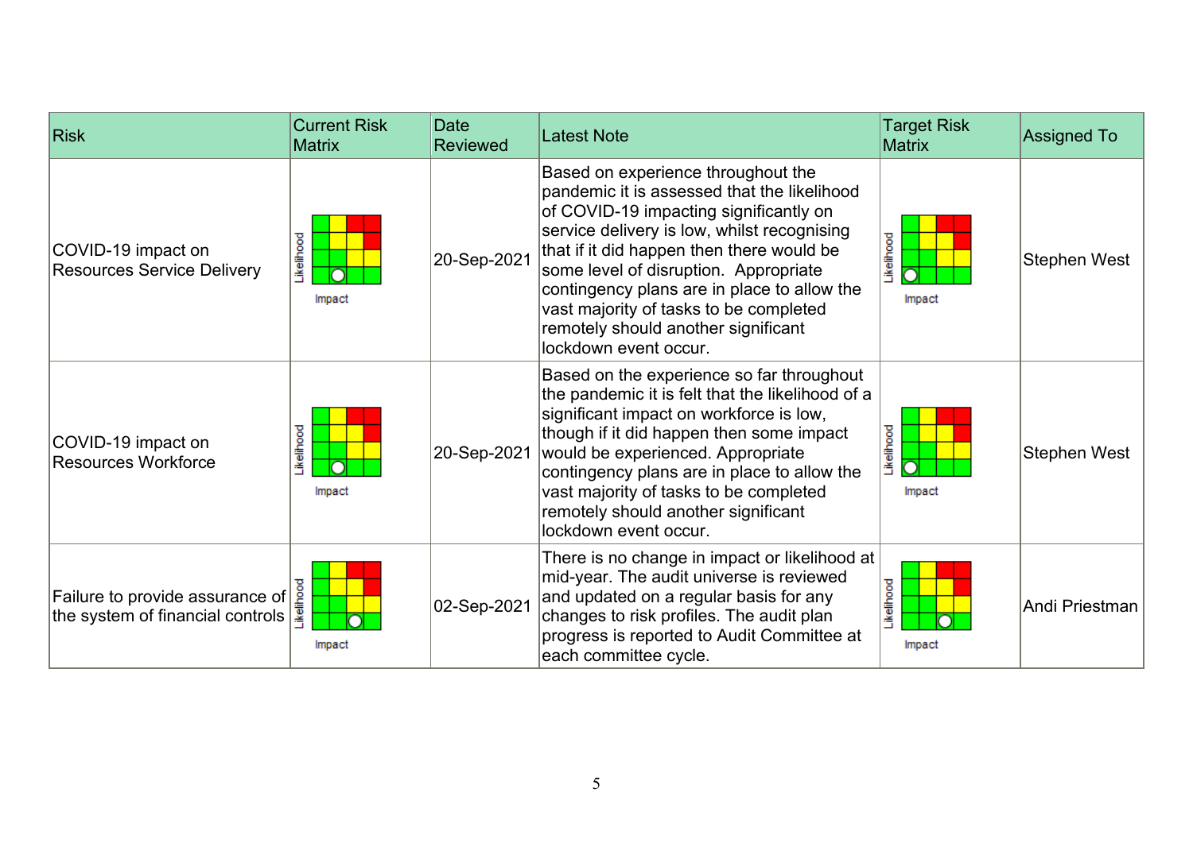| Risk | Current Risk Matrix | Date Reviewed | Latest Note | Target Risk Matrix | Assigned To |
|---|---|---|---|---|---|
| COVID-19 impact on Resources Service Delivery | | 20-Sep-2021 | Based on experience throughout the pandemic it is assessed that the likelihood of COVID-19 impacting significantly on service delivery is low, whilst recognising that if it did happen then there would be some level of disruption. Appropriate contingency plans are in place to allow the vast majority of tasks to be completed remotely should another significant lockdown event occur. | | Stephen West |
| COVID-19 impact on Resources Workforce | | 20-Sep-2021 | Based on the experience so far throughout the pandemic it is felt that the likelihood of a significant impact on workforce is low, though if it did happen then some impact would be experienced. Appropriate contingency plans are in place to allow the vast majority of tasks to be completed remotely should another significant lockdown event occur. | | Stephen West |
| Failure to provide assurance of the system of financial controls | | 02-Sep-2021 | There is no change in impact or likelihood at mid-year. The audit universe is reviewed and updated on a regular basis for any changes to risk profiles. The audit plan progress is reported to Audit Committee at each committee cycle. | | Andi Priestman |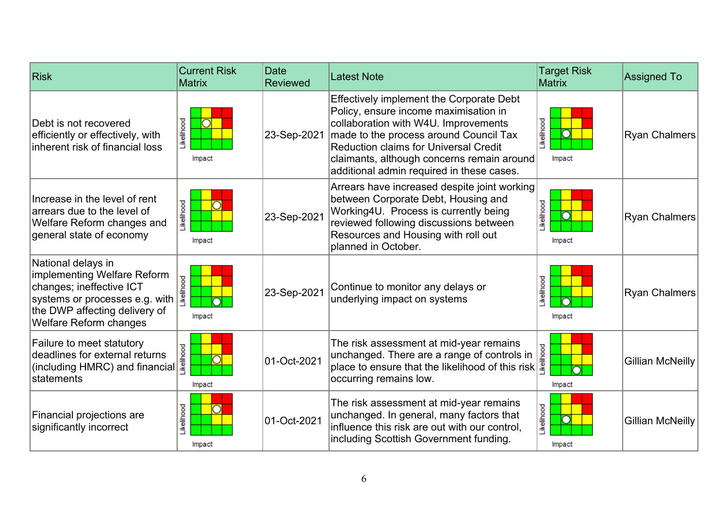| Risk | Current Risk Matrix | Date Reviewed | Latest Note | Target Risk Matrix | Assigned To |
|---|---|---|---|---|---|
| Debt is not recovered efficiently or effectively, with inherent risk of financial loss | Likelihood / Impact | 23-Sep-2021 | Effectively implement the Corporate Debt Policy, ensure income maximisation in collaboration with W4U. Improvements made to the process around Council Tax Reduction claims for Universal Credit claimants, although concerns remain around additional admin required in these cases. | Likelihood / Impact | Ryan Chalmers |
| Increase in the level of rent arrears due to the level of Welfare Reform changes and general state of economy | Likelihood / Impact | 23-Sep-2021 | Arrears have increased despite joint working between Corporate Debt, Housing and Working4U. Process is currently being reviewed following discussions between Resources and Housing with roll out planned in October. | Likelihood / Impact | Ryan Chalmers |
| National delays in implementing Welfare Reform changes; ineffective ICT systems or processes e.g. with the DWP affecting delivery of Welfare Reform changes | Likelihood / Impact | 23-Sep-2021 | Continue to monitor any delays or underlying impact on systems | Likelihood / Impact | Ryan Chalmers |
| Failure to meet statutory deadlines for external returns (including HMRC) and financial statements | Likelihood / Impact | 01-Oct-2021 | The risk assessment at mid-year remains unchanged. There are a range of controls in place to ensure that the likelihood of this risk occurring remains low. | Likelihood / Impact | Gillian McNeilly |
| Financial projections are significantly incorrect | Likelihood / Impact | 01-Oct-2021 | The risk assessment at mid-year remains unchanged. In general, many factors that influence this risk are out with our control, including Scottish Government funding. | Likelihood / Impact | Gillian McNeilly |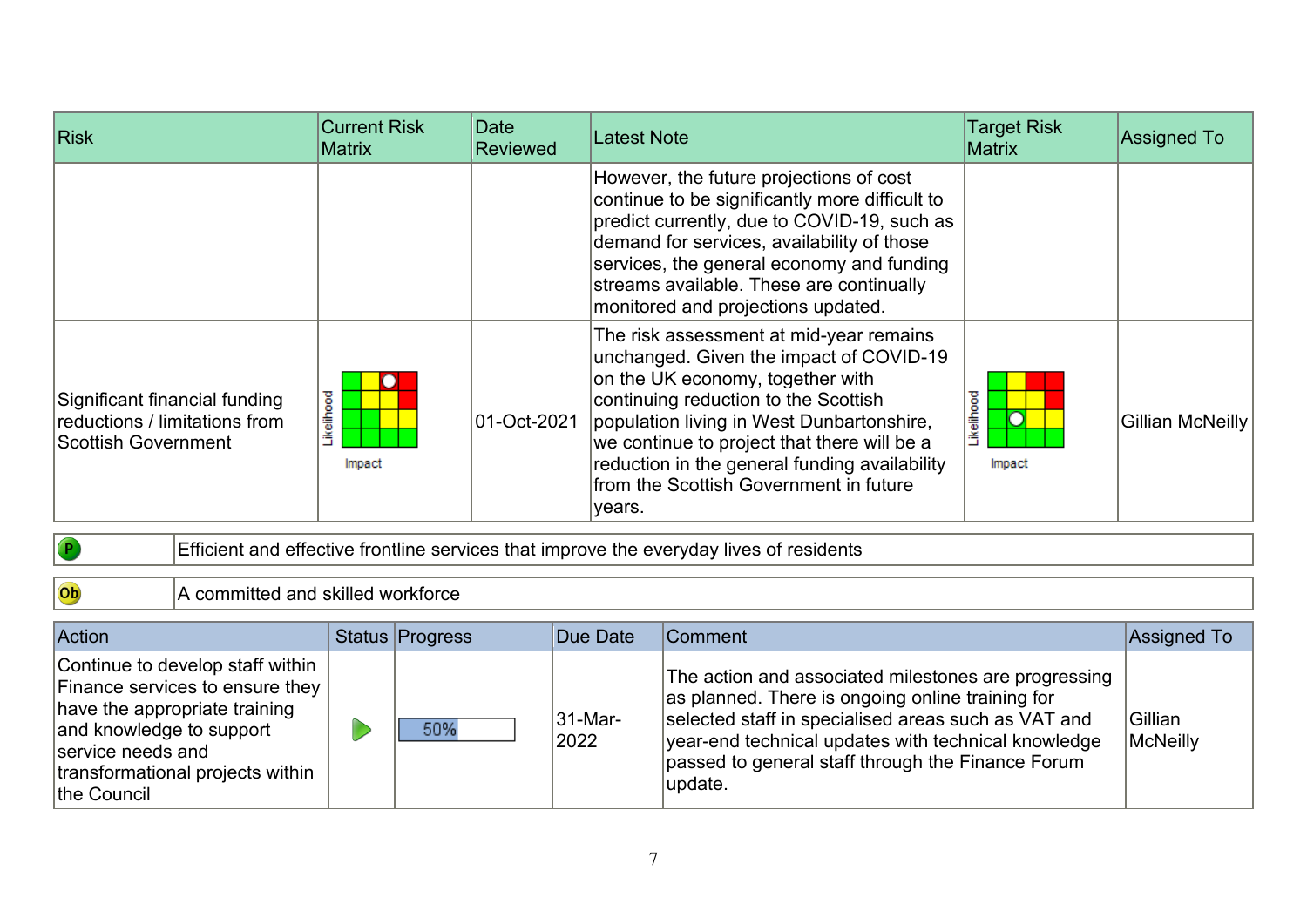| Risk | Current Risk Matrix | Date Reviewed | Latest Note | Target Risk Matrix | Assigned To |
|---|---|---|---|---|---|
| | | | However, the future projections of cost continue to be significantly more difficult to predict currently, due to COVID-19, such as demand for services, availability of those services, the general economy and funding streams available. These are continually monitored and projections updated. | | |
| Significant financial funding reductions / limitations from Scottish Government | Likelihood / Impact | 01-Oct-2021 | The risk assessment at mid-year remains unchanged. Given the impact of COVID-19 on the UK economy, together with continuing reduction to the Scottish population living in West Dunbartonshire, we continue to project that there will be a reduction in the general funding availability from the Scottish Government in future years. | Likelihood / Impact | Gillian McNeilly |

| P | Efficient and effective frontline services that improve the everyday lives of residents |
|---|---|

| Ob | A committed and skilled workforce |
|---|---|

| Action | Status | Progress | Due Date | Comment | Assigned To |
|---|---|---|---|---|---|
| Continue to develop staff within Finance services to ensure they have the appropriate training and knowledge to support service needs and transformational projects within the Council | | 50% | 31-Mar-2022 | The action and associated milestones are progressing as planned. There is ongoing online training for selected staff in specialised areas such as VAT and year-end technical updates with technical knowledge passed to general staff through the Finance Forum update. | Gillian McNeilly |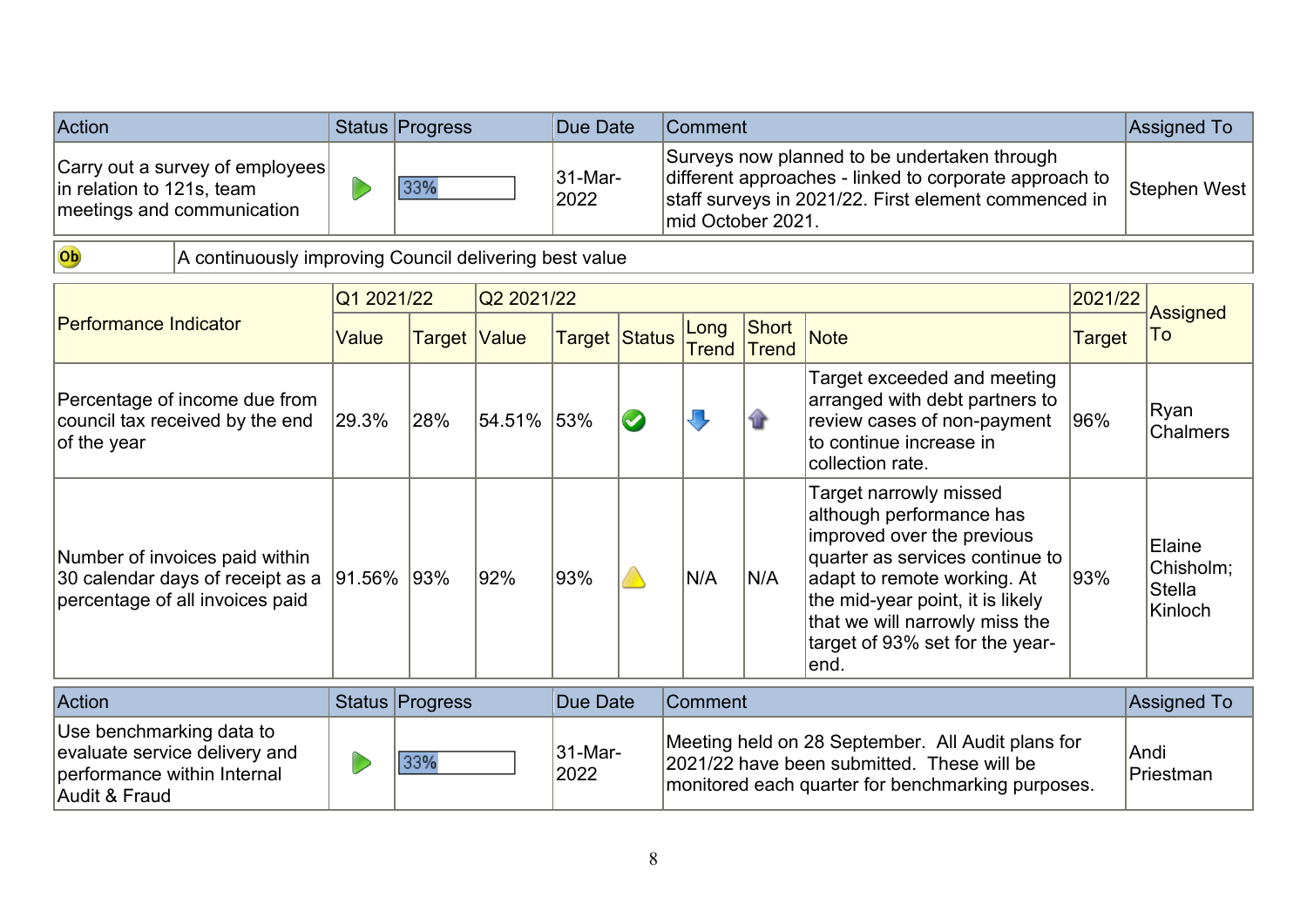| Action | Status | Progress | Due Date | Comment | Assigned To |
|---|---|---|---|---|---|
| Carry out a survey of employees in relation to 121s, team meetings and communication | ▶ | 33% | 31-Mar-2022 | Surveys now planned to be undertaken through different approaches - linked to corporate approach to staff surveys in 2021/22. First element commenced in mid October 2021. | Stephen West |

| Ob | A continuously improving Council delivering best value |
|---|---|

| Performance Indicator | Q1 2021/22 | | Q2 2021/22 | | | | | | 2021/22 | Assigned To |
|---|---|---|---|---|---|---|---|---|---|---|
| | Value | Target | Value | Target | Status | Long Trend | Short Trend | Note | Target | |
| Percentage of income due from council tax received by the end of the year | 29.3% | 28% | 54.51% | 53% | ✔ | ⬇ | ⬆ | Target exceeded and meeting arranged with debt partners to review cases of non-payment to continue increase in collection rate. | 96% | Ryan Chalmers |
| Number of invoices paid within 30 calendar days of receipt as a percentage of all invoices paid | 91.56% | 93% | 92% | 93% | ⚠ | N/A | N/A | Target narrowly missed although performance has improved over the previous quarter as services continue to adapt to remote working. At the mid-year point, it is likely that we will narrowly miss the target of 93% set for the year-end. | 93% | Elaine Chisholm; Stella Kinloch |

| Action | Status | Progress | Due Date | Comment | Assigned To |
|---|---|---|---|---|---|
| Use benchmarking data to evaluate service delivery and performance within Internal Audit & Fraud | ▶ | 33% | 31-Mar-2022 | Meeting held on 28 September. All Audit plans for 2021/22 have been submitted. These will be monitored each quarter for benchmarking purposes. | Andi Priestman |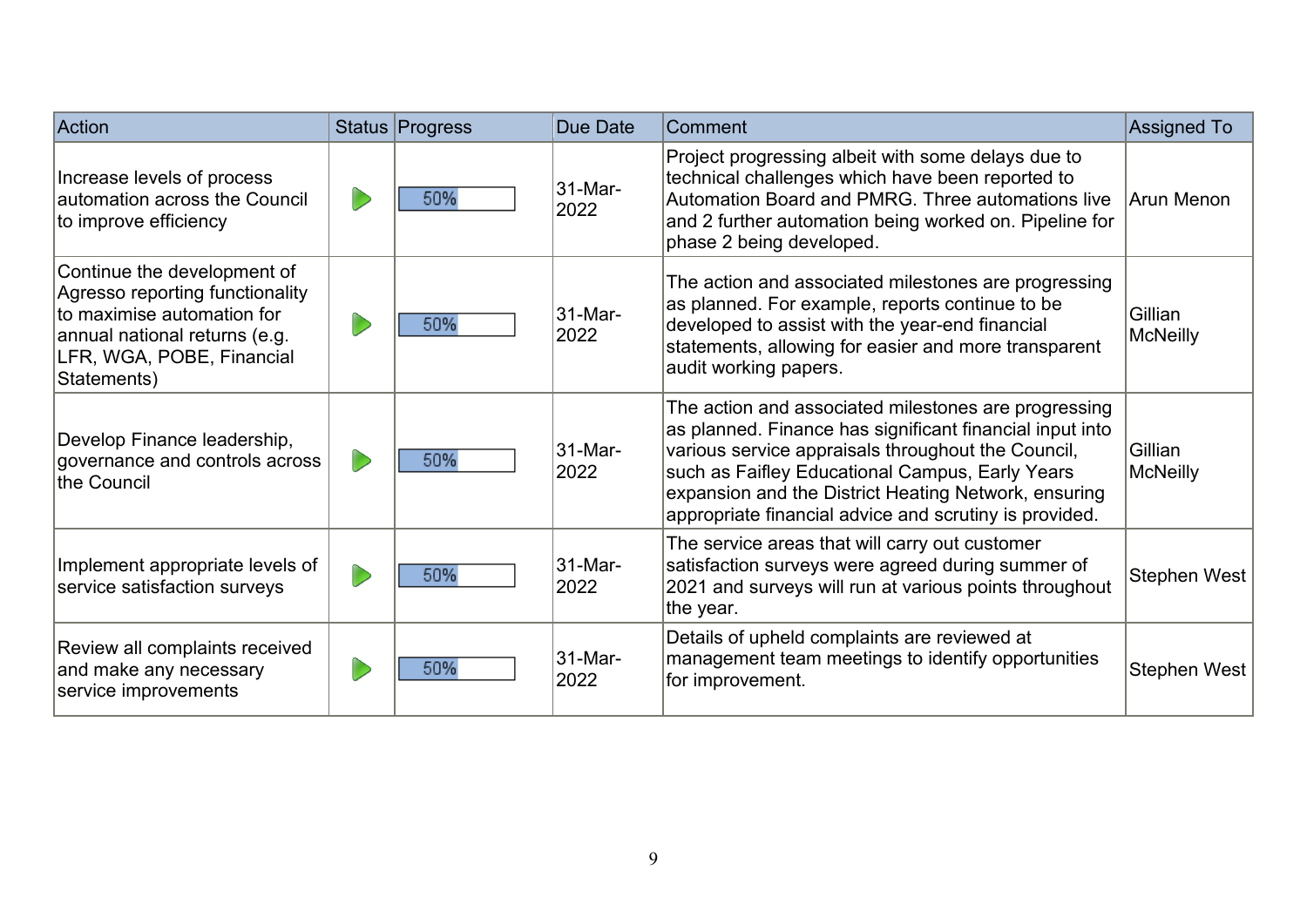| Action | Status | Progress | Due Date | Comment | Assigned To |
|---|---|---|---|---|---|
| Increase levels of process automation across the Council to improve efficiency | | 50% | 31-Mar-2022 | Project progressing albeit with some delays due to technical challenges which have been reported to Automation Board and PMRG. Three automations live and 2 further automation being worked on. Pipeline for phase 2 being developed. | Arun Menon |
| Continue the development of Agresso reporting functionality to maximise automation for annual national returns (e.g. LFR, WGA, POBE, Financial Statements) | | 50% | 31-Mar-2022 | The action and associated milestones are progressing as planned. For example, reports continue to be developed to assist with the year-end financial statements, allowing for easier and more transparent audit working papers. | Gillian McNeilly |
| Develop Finance leadership, governance and controls across the Council | | 50% | 31-Mar-2022 | The action and associated milestones are progressing as planned. Finance has significant financial input into various service appraisals throughout the Council, such as Faifley Educational Campus, Early Years expansion and the District Heating Network, ensuring appropriate financial advice and scrutiny is provided. | Gillian McNeilly |
| Implement appropriate levels of service satisfaction surveys | | 50% | 31-Mar-2022 | The service areas that will carry out customer satisfaction surveys were agreed during summer of 2021 and surveys will run at various points throughout the year. | Stephen West |
| Review all complaints received and make any necessary service improvements | | 50% | 31-Mar-2022 | Details of upheld complaints are reviewed at management team meetings to identify opportunities for improvement. | Stephen West |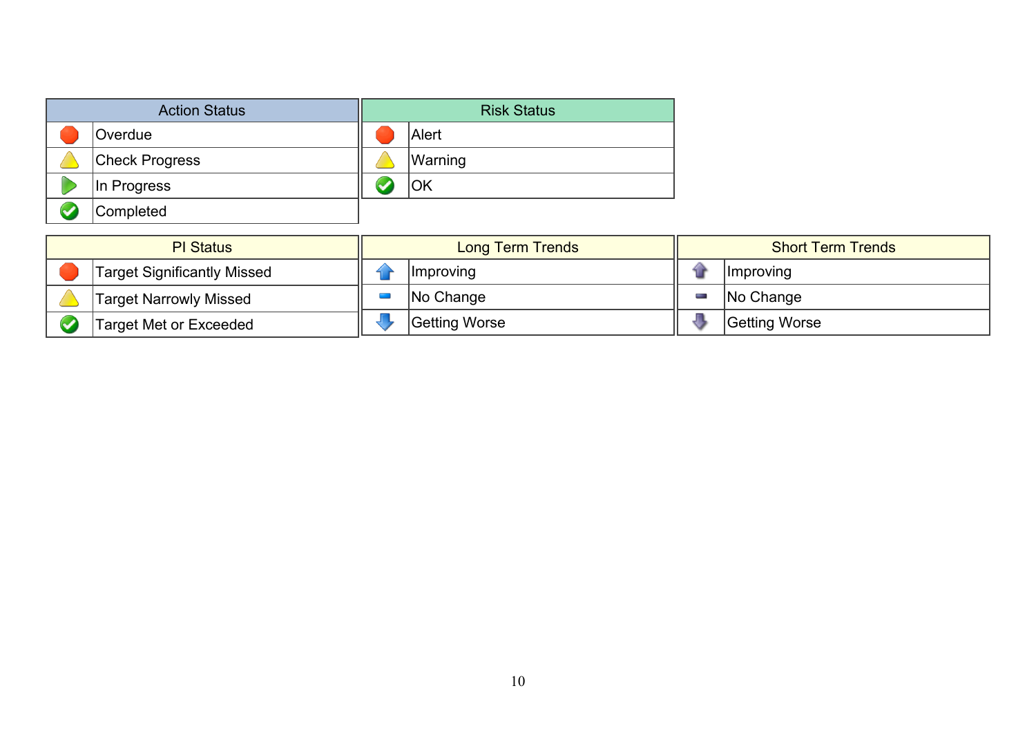| Action Status | |
|---|---|
| | Overdue |
| | Check Progress |
| | In Progress |
| | Completed |

| Risk Status | |
|---|---|
| | Alert |
| | Warning |
| | OK |

| PI Status | |
|---|---|
| | Target Significantly Missed |
| | Target Narrowly Missed |
| | Target Met or Exceeded |

| Long Term Trends | |
|---|---|
| | Improving |
| | No Change |
| | Getting Worse |

| Short Term Trends | |
|---|---|
| | Improving |
| | No Change |
| | Getting Worse |